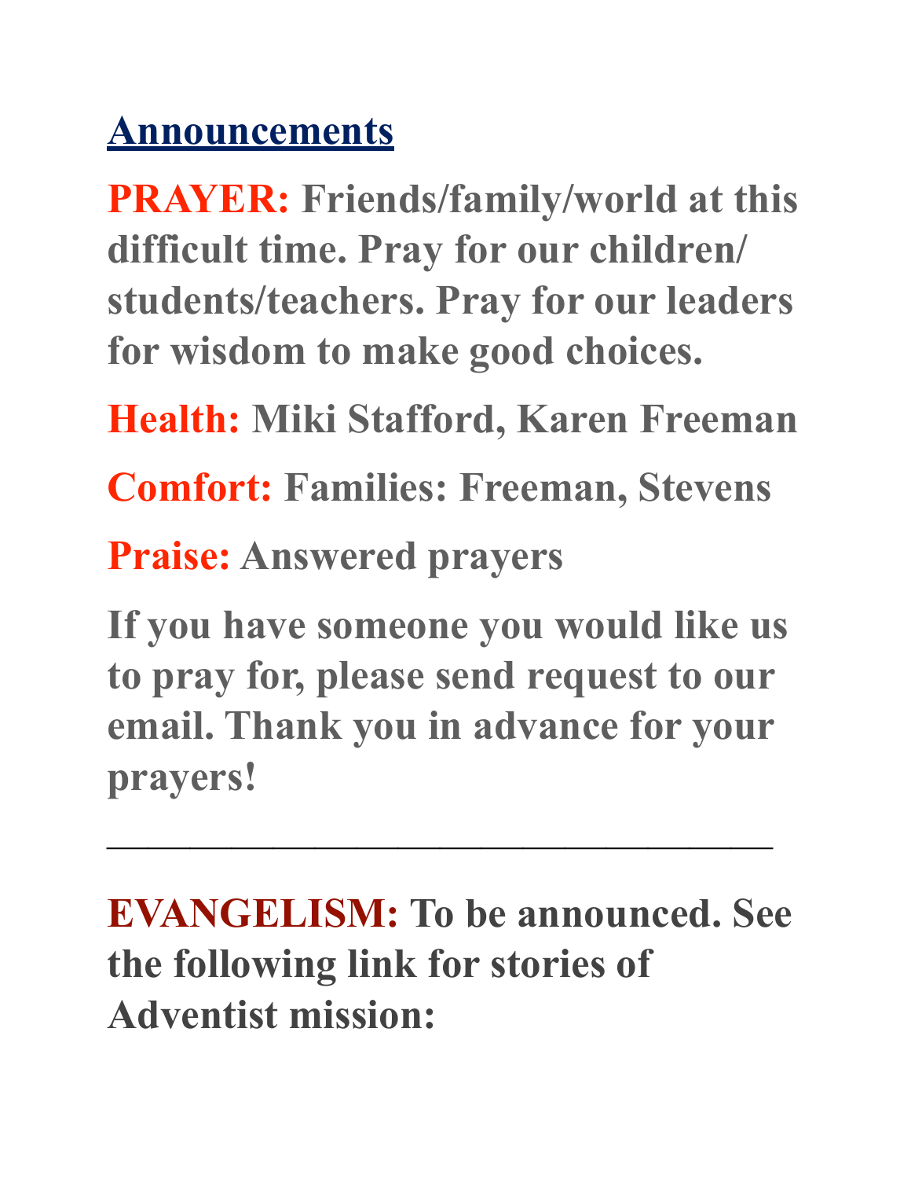## Announcements

**PRAYER:** **Friends/family/world at this difficult time. Pray for our children/ students/teachers. Pray for our leaders for wisdom to make good choices.**

**Health:** **Miki Stafford, Karen Freeman**

**Comfort:** **Families: Freeman, Stevens**

**Praise:** **Answered prayers**

**If you have someone you would like us to pray for, please send request to our email. Thank you in advance for your prayers!**

---

**EVANGELISM:** **To be announced. See the following link for stories of Adventist mission:**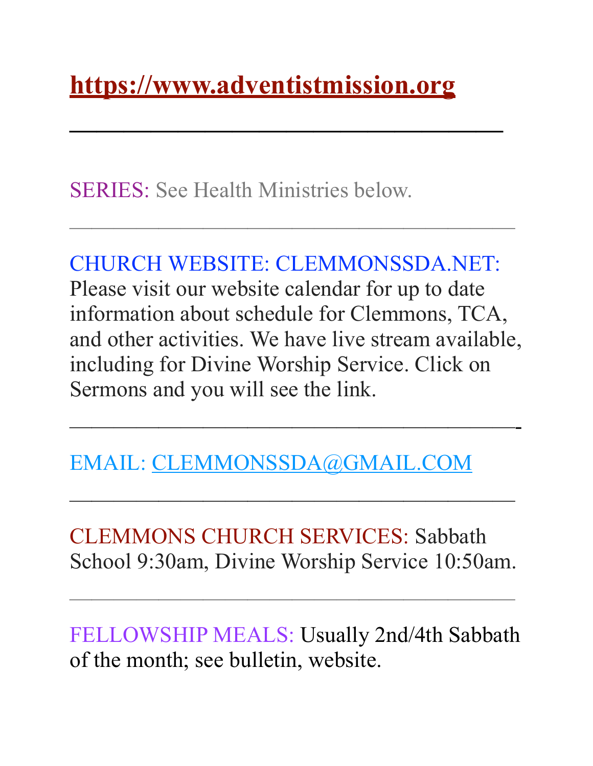**https://www.adventistmission.org**

---

SERIES: See Health Ministries below.

---

CHURCH WEBSITE: CLEMMONSSDA.NET: Please visit our website calendar for up to date information about schedule for Clemmons, TCA, and other activities. We have live stream available, including for Divine Worship Service. Click on Sermons and you will see the link.

---

EMAIL: CLEMMONSSDA@GMAIL.COM

---

CLEMMONS CHURCH SERVICES: Sabbath School 9:30am, Divine Worship Service 10:50am.

---

FELLOWSHIP MEALS: Usually 2nd/4th Sabbath of the month; see bulletin, website.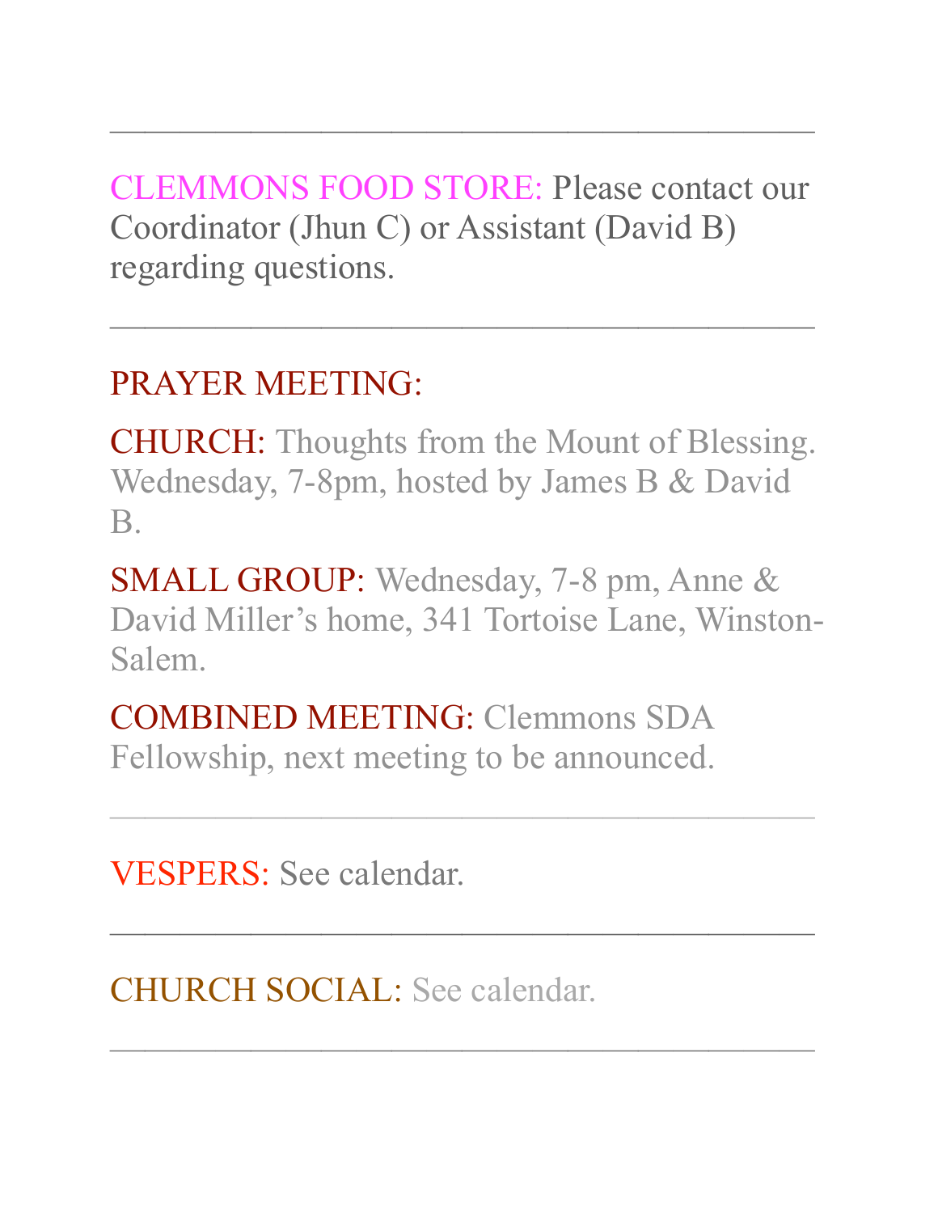---

**CLEMMONS FOOD STORE:** Please contact our Coordinator (Jhun C) or Assistant (David B) regarding questions.

---

**PRAYER MEETING:**

**CHURCH:** Thoughts from the Mount of Blessing. Wednesday, 7-8pm, hosted by James B & David B.

**SMALL GROUP:** Wednesday, 7-8 pm, Anne & David Miller's home, 341 Tortoise Lane, Winston-Salem.

**COMBINED MEETING:** Clemmons SDA Fellowship, next meeting to be announced.

---

**VESPERS:** See calendar.

---

**CHURCH SOCIAL:** See calendar.

---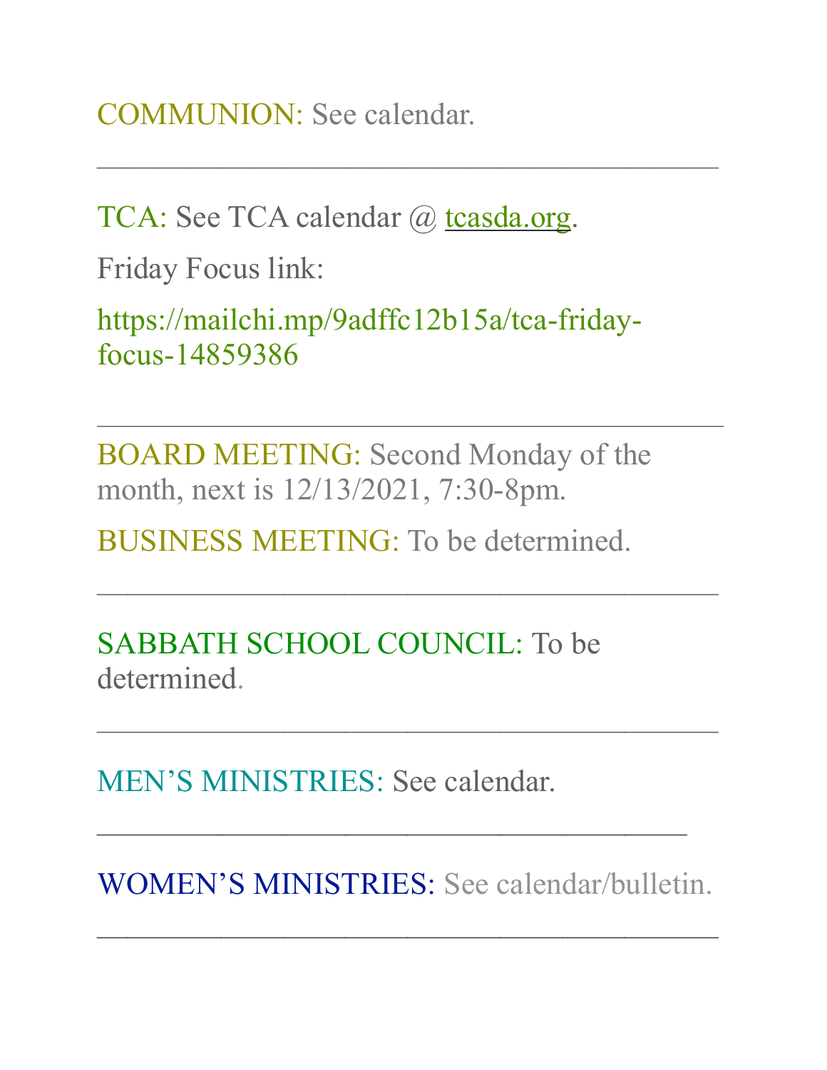COMMUNION: See calendar.

---

TCA: See TCA calendar @ tcasda.org.

Friday Focus link:

https://mailchi.mp/9adffc12b15a/tca-friday-focus-14859386

---

BOARD MEETING: Second Monday of the month, next is 12/13/2021, 7:30-8pm.

BUSINESS MEETING: To be determined.

---

SABBATH SCHOOL COUNCIL: To be determined.

---

MEN'S MINISTRIES: See calendar.

---

WOMEN'S MINISTRIES: See calendar/bulletin.

---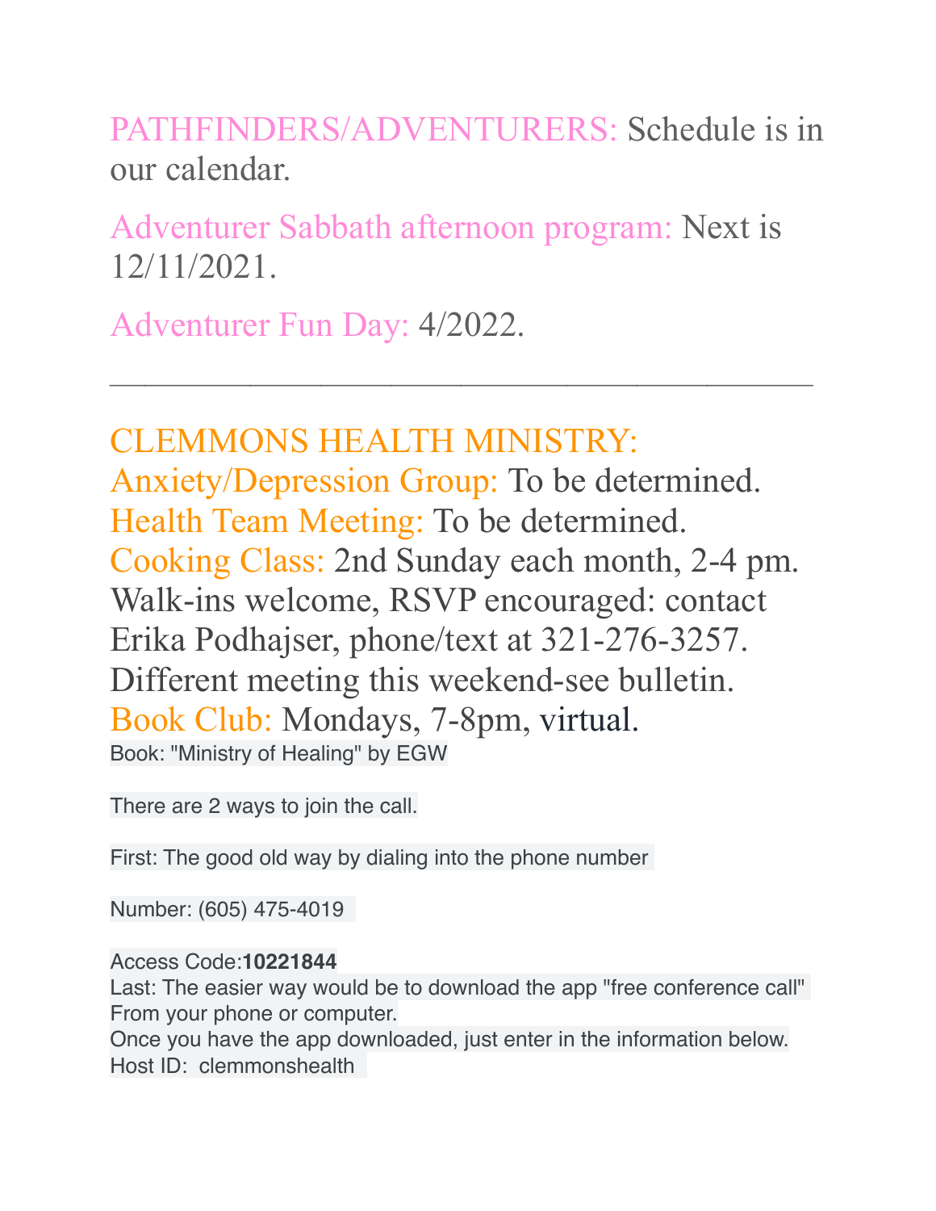PATHFINDERS/ADVENTURERS: Schedule is in our calendar.

Adventurer Sabbath afternoon program: Next is 12/11/2021.

Adventurer Fun Day: 4/2022.

---

CLEMMONS HEALTH MINISTRY:
Anxiety/Depression Group: To be determined.
Health Team Meeting: To be determined.
Cooking Class: 2nd Sunday each month, 2-4 pm. Walk-ins welcome, RSVP encouraged: contact Erika Podhajser, phone/text at 321-276-3257. Different meeting this weekend-see bulletin.
Book Club: Mondays, 7-8pm, virtual.
Book: "Ministry of Healing" by EGW

There are 2 ways to join the call.

First: The good old way by dialing into the phone number

Number: (605) 475-4019

Access Code:**10221844**
Last: The easier way would be to download the app "free conference call" From your phone or computer.
Once you have the app downloaded, just enter in the information below.
Host ID: clemmonshealth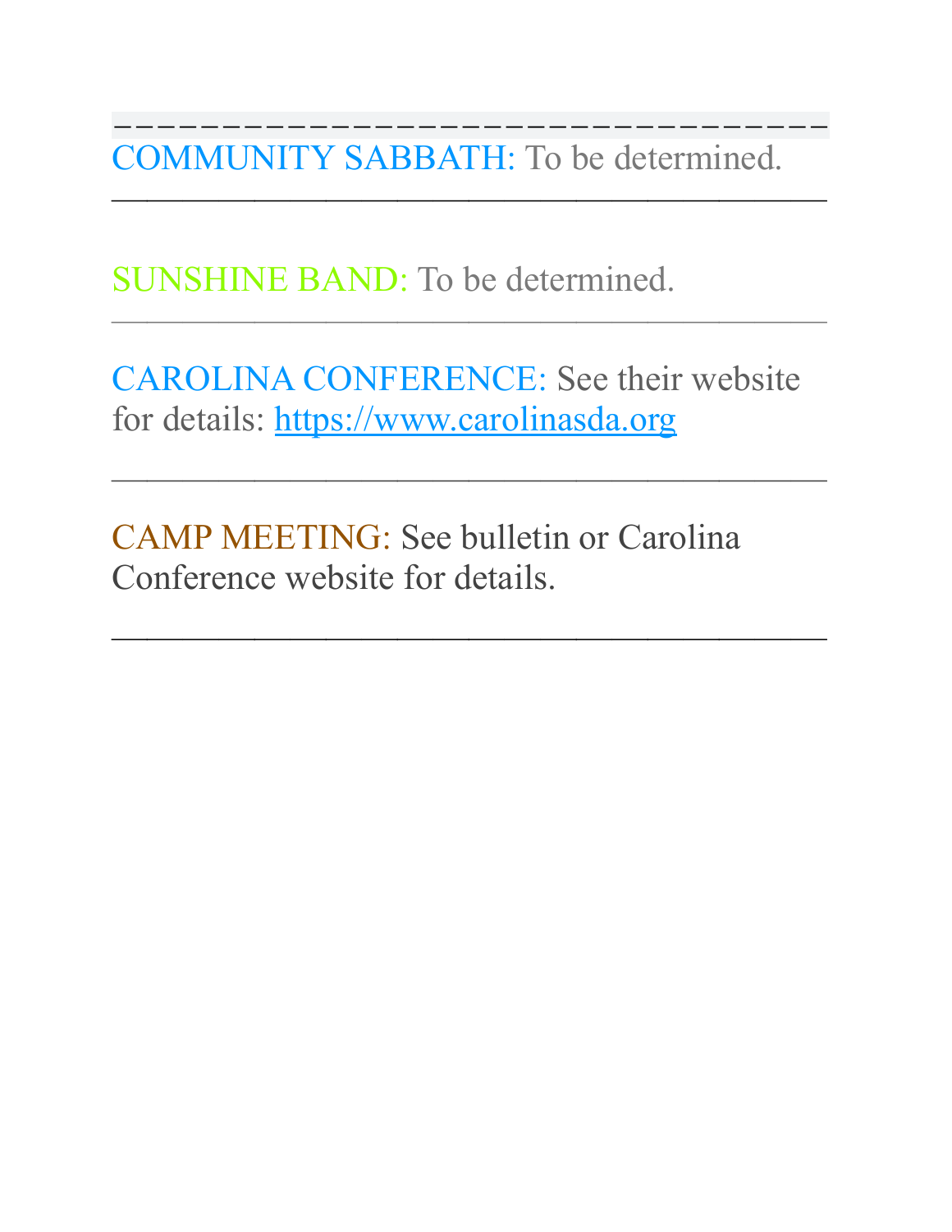---

COMMUNITY SABBATH: To be determined.

---

SUNSHINE BAND: To be determined.

---

CAROLINA CONFERENCE: See their website for details: [https://www.carolinasda.org](https://www.carolinasda.org)

---

CAMP MEETING: See bulletin or Carolina Conference website for details.

---